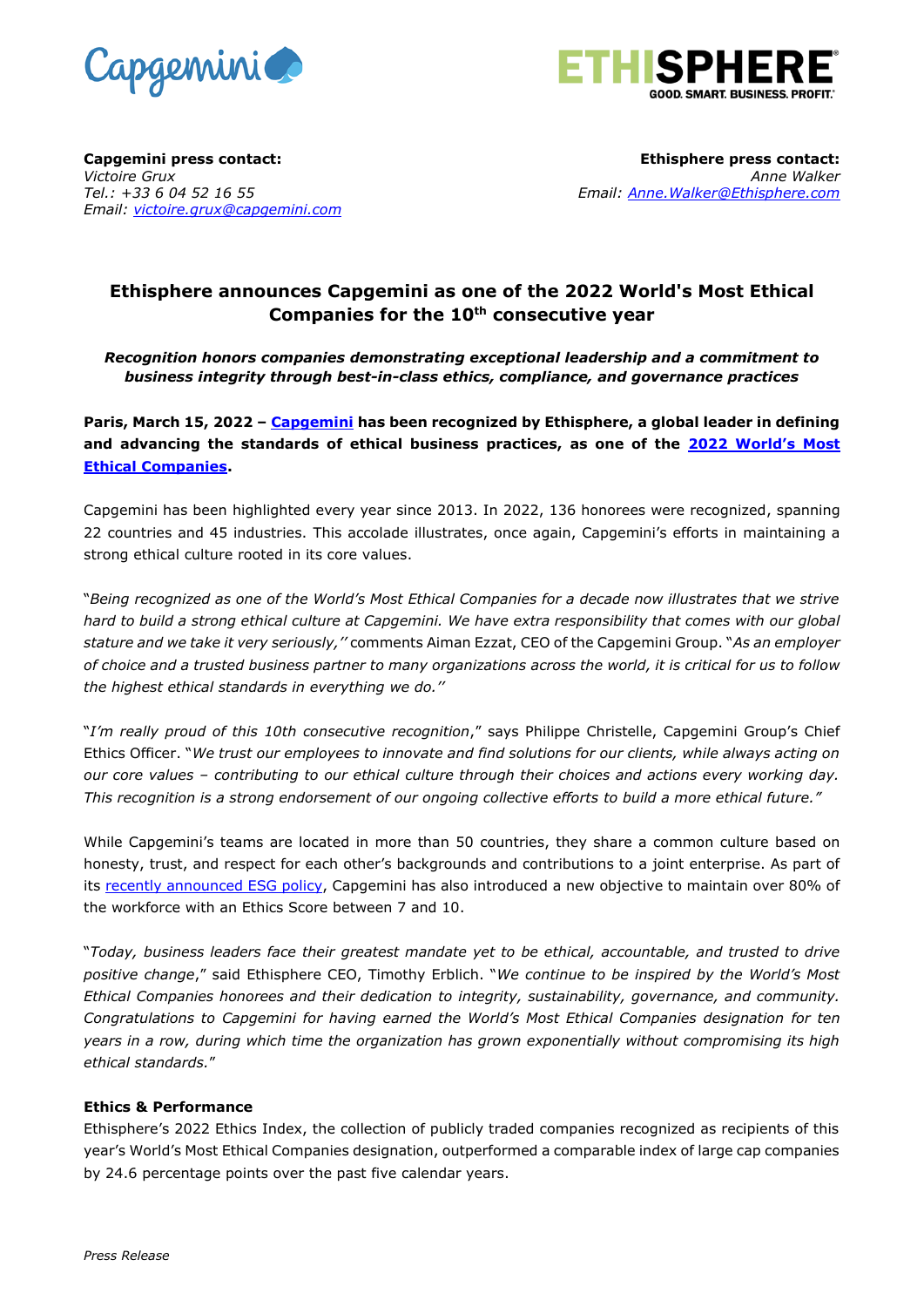**Capgemini press contact:**
*Victoire Grux*
*Tel.: +33 6 04 52 16 55*
*Email: [victoire.grux@capgemini.com](mailto:victoire.grux@capgemini.com)*

**Ethisphere press contact:**
*Anne Walker*
*Email: [Anne.Walker@Ethisphere.com](mailto:Anne.Walker@Ethisphere.com)*

# Ethisphere announces Capgemini as one of the 2022 World's Most Ethical Companies for the 10th consecutive year

***Recognition honors companies demonstrating exceptional leadership and a commitment to business integrity through best-in-class ethics, compliance, and governance practices***

**Paris, March 15, 2022 – [Capgemini](#) has been recognized by Ethisphere, a global leader in defining and advancing the standards of ethical business practices, as one of the [2022 World's Most Ethical Companies](#).**

Capgemini has been highlighted every year since 2013. In 2022, 136 honorees were recognized, spanning 22 countries and 45 industries. This accolade illustrates, once again, Capgemini's efforts in maintaining a strong ethical culture rooted in its core values.

"*Being recognized as one of the World's Most Ethical Companies for a decade now illustrates that we strive hard to build a strong ethical culture at Capgemini. We have extra responsibility that comes with our global stature and we take it very seriously,"* comments Aiman Ezzat, CEO of the Capgemini Group. "*As an employer of choice and a trusted business partner to many organizations across the world, it is critical for us to follow the highest ethical standards in everything we do."*

"*I'm really proud of this 10th consecutive recognition*," says Philippe Christelle, Capgemini Group's Chief Ethics Officer. "*We trust our employees to innovate and find solutions for our clients, while always acting on our core values – contributing to our ethical culture through their choices and actions every working day. This recognition is a strong endorsement of our ongoing collective efforts to build a more ethical future."*

While Capgemini's teams are located in more than 50 countries, they share a common culture based on honesty, trust, and respect for each other's backgrounds and contributions to a joint enterprise. As part of its [recently announced ESG policy](#), Capgemini has also introduced a new objective to maintain over 80% of the workforce with an Ethics Score between 7 and 10.

"*Today, business leaders face their greatest mandate yet to be ethical, accountable, and trusted to drive positive change*," said Ethisphere CEO, Timothy Erblich. "*We continue to be inspired by the World's Most Ethical Companies honorees and their dedication to integrity, sustainability, governance, and community. Congratulations to Capgemini for having earned the World's Most Ethical Companies designation for ten years in a row, during which time the organization has grown exponentially without compromising its high ethical standards.*"

**Ethics & Performance**

Ethisphere's 2022 Ethics Index, the collection of publicly traded companies recognized as recipients of this year's World's Most Ethical Companies designation, outperformed a comparable index of large cap companies by 24.6 percentage points over the past five calendar years.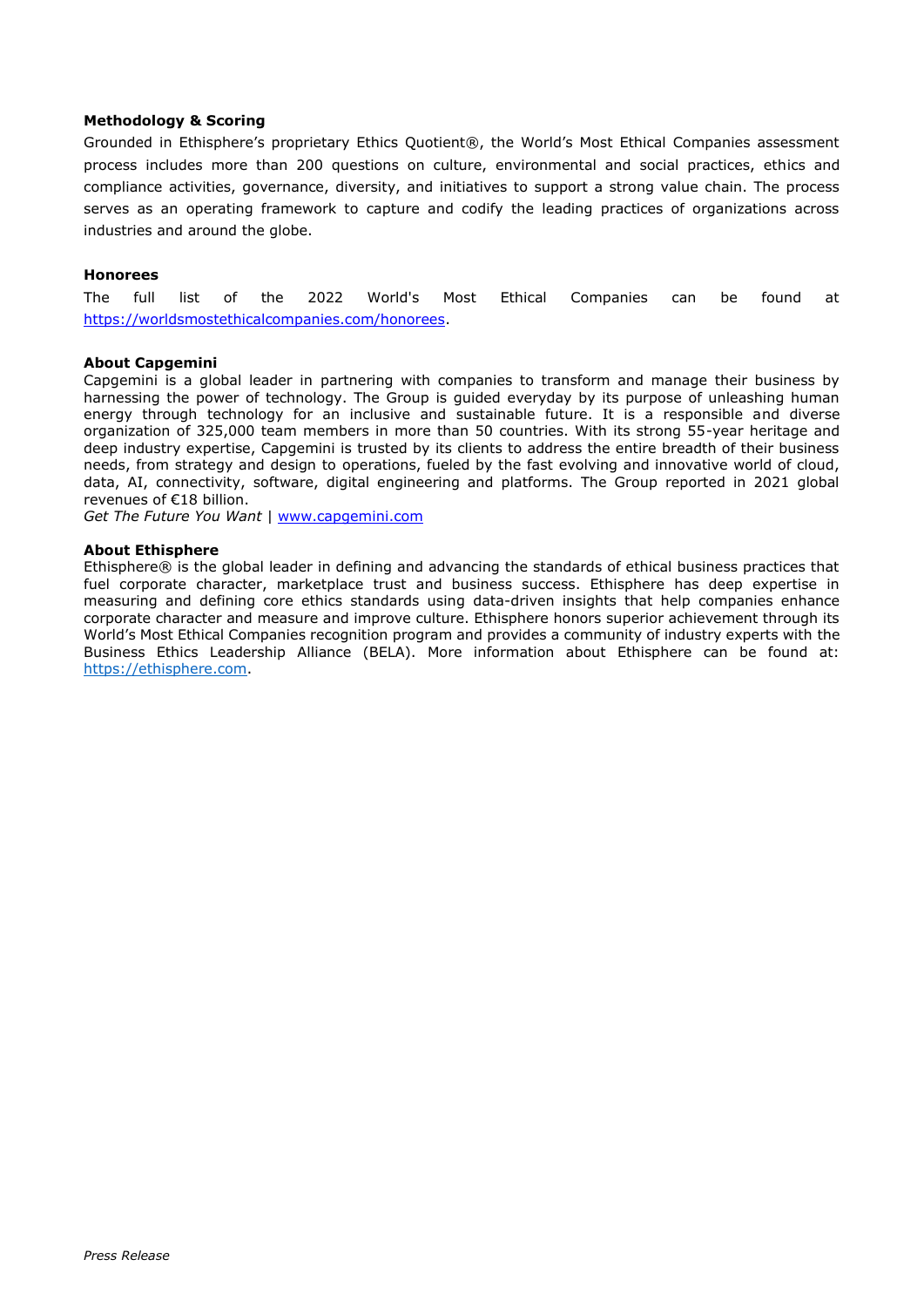**Methodology & Scoring**

Grounded in Ethisphere's proprietary Ethics Quotient®, the World's Most Ethical Companies assessment process includes more than 200 questions on culture, environmental and social practices, ethics and compliance activities, governance, diversity, and initiatives to support a strong value chain. The process serves as an operating framework to capture and codify the leading practices of organizations across industries and around the globe.

**Honorees**

The full list of the 2022 World's Most Ethical Companies can be found at https://worldsmostethicalcompanies.com/honorees.

**About Capgemini**

Capgemini is a global leader in partnering with companies to transform and manage their business by harnessing the power of technology. The Group is guided everyday by its purpose of unleashing human energy through technology for an inclusive and sustainable future. It is a responsible and diverse organization of 325,000 team members in more than 50 countries. With its strong 55-year heritage and deep industry expertise, Capgemini is trusted by its clients to address the entire breadth of their business needs, from strategy and design to operations, fueled by the fast evolving and innovative world of cloud, data, AI, connectivity, software, digital engineering and platforms. The Group reported in 2021 global revenues of €18 billion.

*Get The Future You Want* | www.capgemini.com

**About Ethisphere**

Ethisphere® is the global leader in defining and advancing the standards of ethical business practices that fuel corporate character, marketplace trust and business success. Ethisphere has deep expertise in measuring and defining core ethics standards using data-driven insights that help companies enhance corporate character and measure and improve culture. Ethisphere honors superior achievement through its World's Most Ethical Companies recognition program and provides a community of industry experts with the Business Ethics Leadership Alliance (BELA). More information about Ethisphere can be found at: https://ethisphere.com.